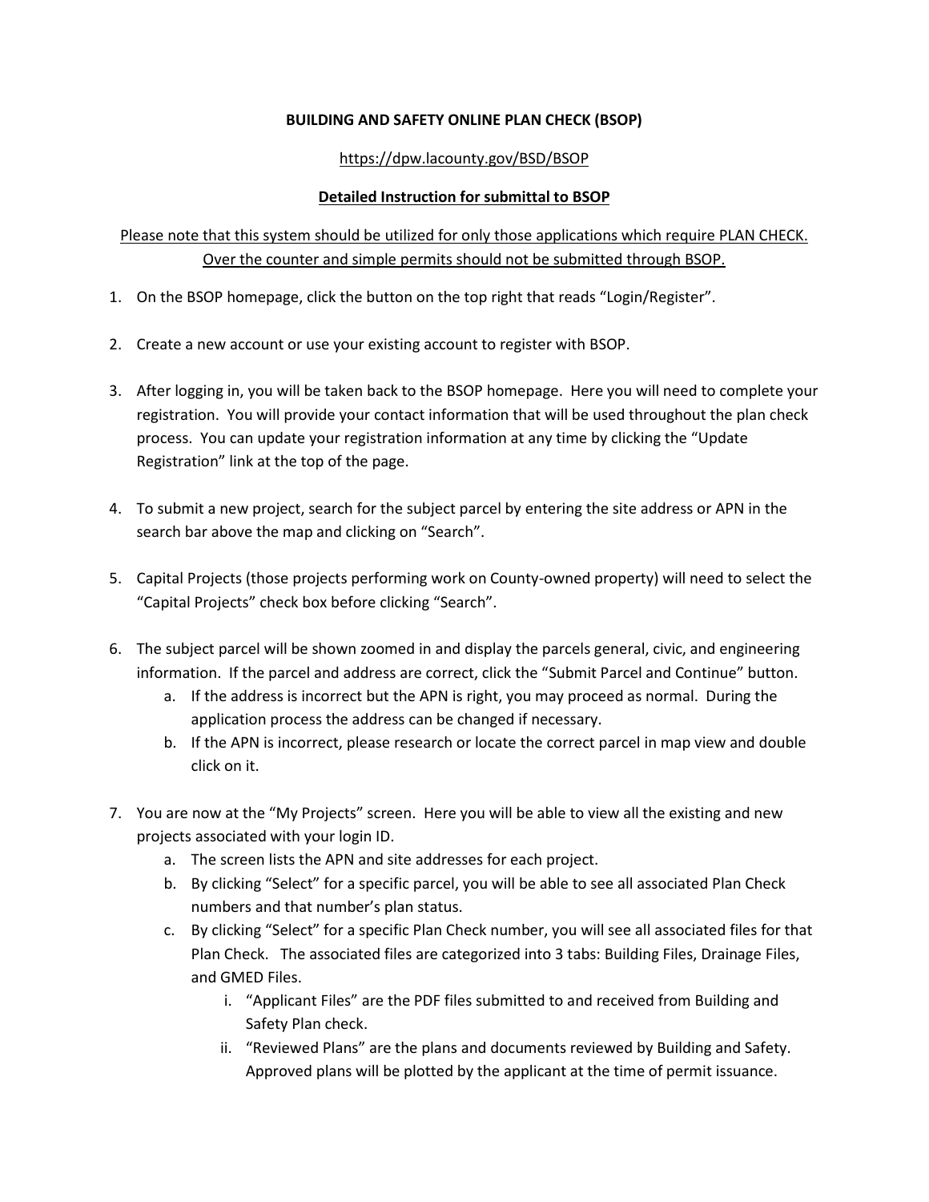# BUILDING AND SAFETY ONLINE PLAN CHECK (BSOP)

https://dpw.lacounty.gov/BSD/BSOP

## Detailed Instruction for submittal to BSOP

Please note that this system should be utilized for only those applications which require PLAN CHECK. Over the counter and simple permits should not be submitted through BSOP.

1. On the BSOP homepage, click the button on the top right that reads "Login/Register".
2. Create a new account or use your existing account to register with BSOP.
3. After logging in, you will be taken back to the BSOP homepage. Here you will need to complete your registration. You will provide your contact information that will be used throughout the plan check process. You can update your registration information at any time by clicking the "Update Registration" link at the top of the page.
4. To submit a new project, search for the subject parcel by entering the site address or APN in the search bar above the map and clicking on "Search".
5. Capital Projects (those projects performing work on County-owned property) will need to select the "Capital Projects" check box before clicking "Search".
6. The subject parcel will be shown zoomed in and display the parcels general, civic, and engineering information. If the parcel and address are correct, click the "Submit Parcel and Continue" button.
   a. If the address is incorrect but the APN is right, you may proceed as normal. During the application process the address can be changed if necessary.
   b. If the APN is incorrect, please research or locate the correct parcel in map view and double click on it.
7. You are now at the "My Projects" screen. Here you will be able to view all the existing and new projects associated with your login ID.
   a. The screen lists the APN and site addresses for each project.
   b. By clicking "Select" for a specific parcel, you will be able to see all associated Plan Check numbers and that number's plan status.
   c. By clicking "Select" for a specific Plan Check number, you will see all associated files for that Plan Check. The associated files are categorized into 3 tabs: Building Files, Drainage Files, and GMED Files.
      i. "Applicant Files" are the PDF files submitted to and received from Building and Safety Plan check.
      ii. "Reviewed Plans" are the plans and documents reviewed by Building and Safety. Approved plans will be plotted by the applicant at the time of permit issuance.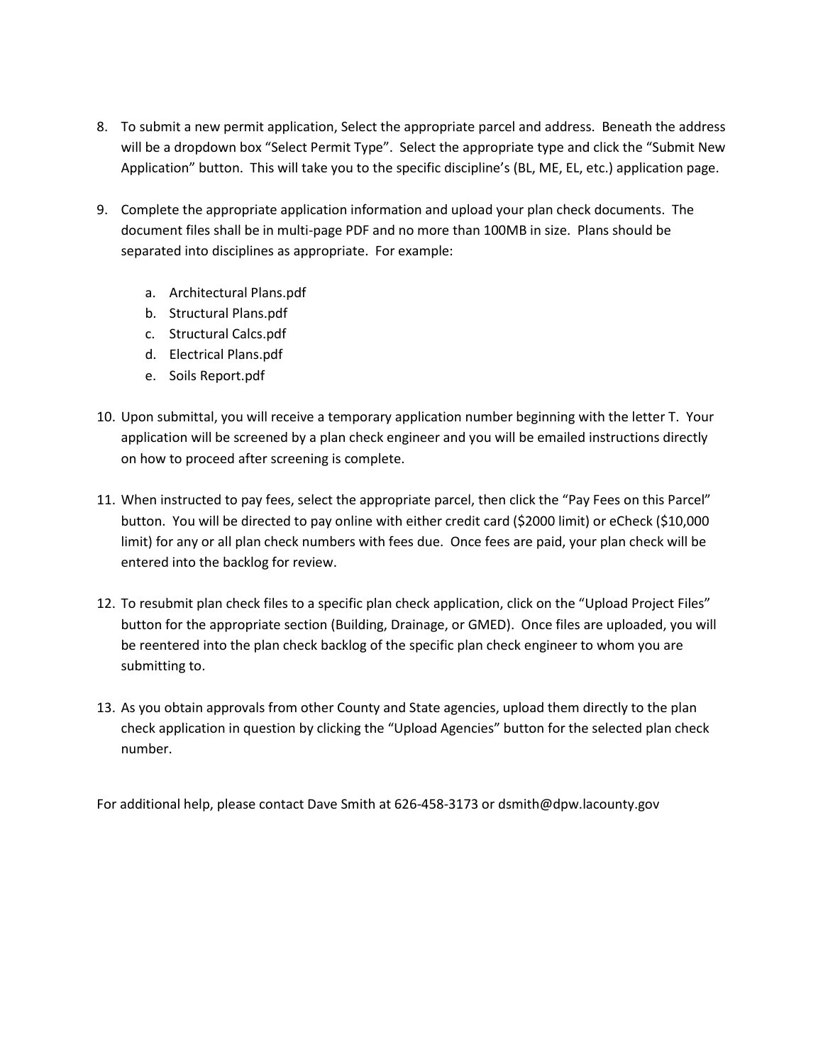8. To submit a new permit application, Select the appropriate parcel and address. Beneath the address will be a dropdown box “Select Permit Type”. Select the appropriate type and click the “Submit New Application” button. This will take you to the specific discipline’s (BL, ME, EL, etc.) application page.

9. Complete the appropriate application information and upload your plan check documents. The document files shall be in multi-page PDF and no more than 100MB in size. Plans should be separated into disciplines as appropriate. For example:

   a. Architectural Plans.pdf
   b. Structural Plans.pdf
   c. Structural Calcs.pdf
   d. Electrical Plans.pdf
   e. Soils Report.pdf

10. Upon submittal, you will receive a temporary application number beginning with the letter T. Your application will be screened by a plan check engineer and you will be emailed instructions directly on how to proceed after screening is complete.

11. When instructed to pay fees, select the appropriate parcel, then click the “Pay Fees on this Parcel” button. You will be directed to pay online with either credit card ($2000 limit) or eCheck ($10,000 limit) for any or all plan check numbers with fees due. Once fees are paid, your plan check will be entered into the backlog for review.

12. To resubmit plan check files to a specific plan check application, click on the “Upload Project Files” button for the appropriate section (Building, Drainage, or GMED). Once files are uploaded, you will be reentered into the plan check backlog of the specific plan check engineer to whom you are submitting to.

13. As you obtain approvals from other County and State agencies, upload them directly to the plan check application in question by clicking the “Upload Agencies” button for the selected plan check number.

For additional help, please contact Dave Smith at 626-458-3173 or dsmith@dpw.lacounty.gov